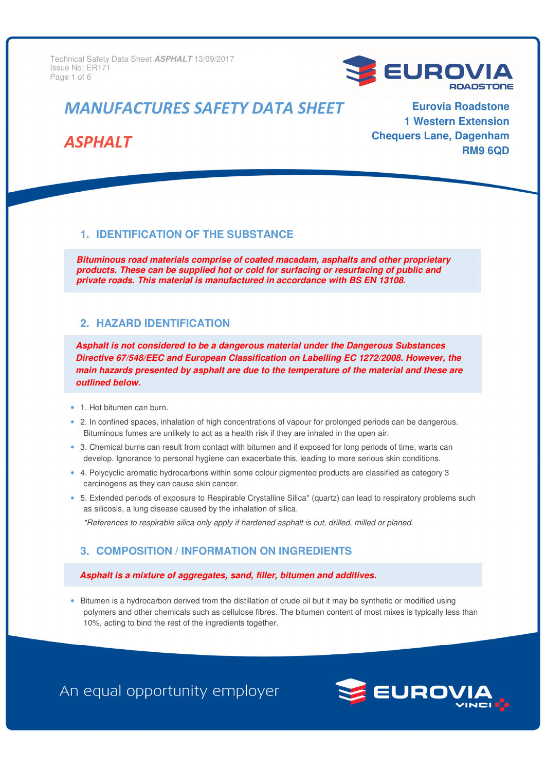# MANUFACTURES SAFETY DATA SHEET

# ASPHALT

**Eurovia Roadstone**
**1 Western Extension**
**Chequers Lane, Dagenham**
**RM9 6QD**

## 1. IDENTIFICATION OF THE SUBSTANCE

***Bituminous road materials comprise of coated macadam, asphalts and other proprietary products. These can be supplied hot or cold for surfacing or resurfacing of public and private roads. This material is manufactured in accordance with BS EN 13108.***

## 2. HAZARD IDENTIFICATION

***Asphalt is not considered to be a dangerous material under the Dangerous Substances Directive 67/548/EEC and European Classification on Labelling EC 1272/2008. However, the main hazards presented by asphalt are due to the temperature of the material and these are outlined below.***

- 1. Hot bitumen can burn.
- 2. In confined spaces, inhalation of high concentrations of vapour for prolonged periods can be dangerous. Bituminous fumes are unlikely to act as a health risk if they are inhaled in the open air.
- 3. Chemical burns can result from contact with bitumen and if exposed for long periods of time, warts can develop. Ignorance to personal hygiene can exacerbate this, leading to more serious skin conditions.
- 4. Polycyclic aromatic hydrocarbons within some colour pigmented products are classified as category 3 carcinogens as they can cause skin cancer.
- 5. Extended periods of exposure to Respirable Crystalline Silica* (quartz) can lead to respiratory problems such as silicosis, a lung disease caused by the inhalation of silica.

  *\*References to respirable silica only apply if hardened asphalt is cut, drilled, milled or planed.*

## 3. COMPOSITION / INFORMATION ON INGREDIENTS

***Asphalt is a mixture of aggregates, sand, filler, bitumen and additives.***

- Bitumen is a hydrocarbon derived from the distillation of crude oil but it may be synthetic or modified using polymers and other chemicals such as cellulose fibres. The bitumen content of most mixes is typically less than 10%, acting to bind the rest of the ingredients together.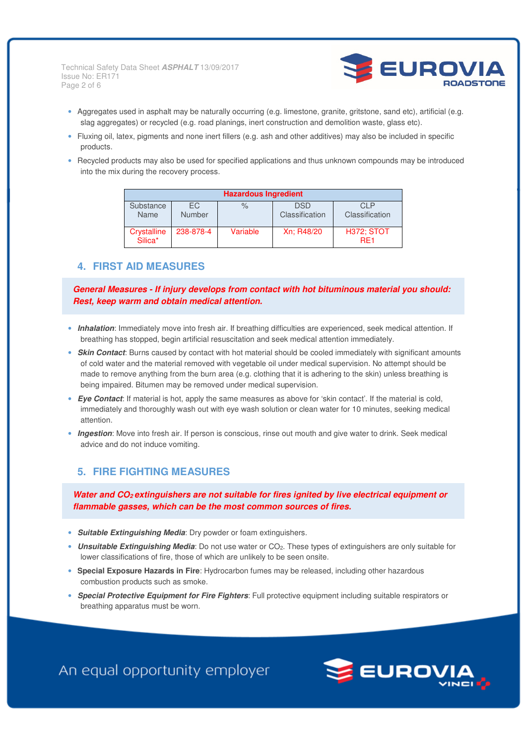- Aggregates used in asphalt may be naturally occurring (e.g. limestone, granite, gritstone, sand etc), artificial (e.g. slag aggregates) or recycled (e.g. road planings, inert construction and demolition waste, glass etc).
- Fluxing oil, latex, pigments and none inert fillers (e.g. ash and other additives) may also be included in specific products.
- Recycled products may also be used for specified applications and thus unknown compounds may be introduced into the mix during the recovery process.

| Hazardous Ingredient | | | | |
|---|---|---|---|---|
| Substance Name | EC Number | % | DSD Classification | CLP Classification |
| Crystalline Silica* | 238-878-4 | Variable | Xn; R48/20 | H372; STOT RE1 |

## 4. FIRST AID MEASURES

***General Measures - If injury develops from contact with hot bituminous material you should: Rest, keep warm and obtain medical attention.***

- ***Inhalation***: Immediately move into fresh air. If breathing difficulties are experienced, seek medical attention. If breathing has stopped, begin artificial resuscitation and seek medical attention immediately.
- ***Skin Contact***: Burns caused by contact with hot material should be cooled immediately with significant amounts of cold water and the material removed with vegetable oil under medical supervision. No attempt should be made to remove anything from the burn area (e.g. clothing that it is adhering to the skin) unless breathing is being impaired. Bitumen may be removed under medical supervision.
- ***Eye Contact***: If material is hot, apply the same measures as above for 'skin contact'. If the material is cold, immediately and thoroughly wash out with eye wash solution or clean water for 10 minutes, seeking medical attention.
- ***Ingestion***: Move into fresh air. If person is conscious, rinse out mouth and give water to drink. Seek medical advice and do not induce vomiting.

## 5. FIRE FIGHTING MEASURES

***Water and $CO_2$ extinguishers are not suitable for fires ignited by live electrical equipment or flammable gasses, which can be the most common sources of fires.***

- ***Suitable Extinguishing Media***: Dry powder or foam extinguishers.
- ***Unsuitable Extinguishing Media***: Do not use water or $CO_2$. These types of extinguishers are only suitable for lower classifications of fire, those of which are unlikely to be seen onsite.
- **Special Exposure Hazards in Fire**: Hydrocarbon fumes may be released, including other hazardous combustion products such as smoke.
- ***Special Protective Equipment for Fire Fighters***: Full protective equipment including suitable respirators or breathing apparatus must be worn.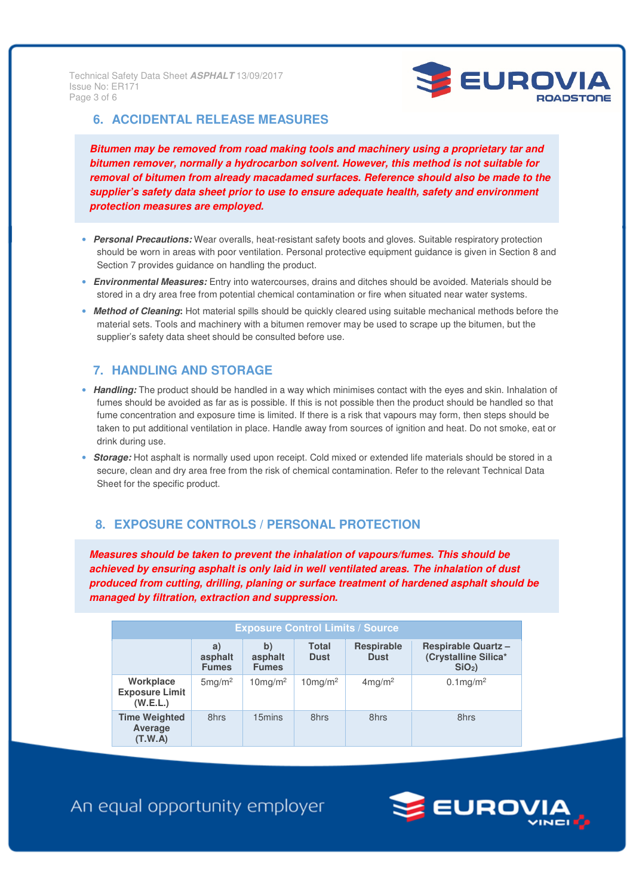## 6. ACCIDENTAL RELEASE MEASURES

***Bitumen may be removed from road making tools and machinery using a proprietary tar and bitumen remover, normally a hydrocarbon solvent. However, this method is not suitable for removal of bitumen from already macadamed surfaces. Reference should also be made to the supplier's safety data sheet prior to use to ensure adequate health, safety and environment protection measures are employed.***

- ***Personal Precautions:*** Wear overalls, heat-resistant safety boots and gloves. Suitable respiratory protection should be worn in areas with poor ventilation. Personal protective equipment guidance is given in Section 8 and Section 7 provides guidance on handling the product.
- ***Environmental Measures:*** Entry into watercourses, drains and ditches should be avoided. Materials should be stored in a dry area free from potential chemical contamination or fire when situated near water systems.
- ***Method of Cleaning*:** Hot material spills should be quickly cleared using suitable mechanical methods before the material sets. Tools and machinery with a bitumen remover may be used to scrape up the bitumen, but the supplier's safety data sheet should be consulted before use.

## 7. HANDLING AND STORAGE

- ***Handling:*** The product should be handled in a way which minimises contact with the eyes and skin. Inhalation of fumes should be avoided as far as is possible. If this is not possible then the product should be handled so that fume concentration and exposure time is limited. If there is a risk that vapours may form, then steps should be taken to put additional ventilation in place. Handle away from sources of ignition and heat. Do not smoke, eat or drink during use.
- ***Storage:*** Hot asphalt is normally used upon receipt. Cold mixed or extended life materials should be stored in a secure, clean and dry area free from the risk of chemical contamination. Refer to the relevant Technical Data Sheet for the specific product.

## 8. EXPOSURE CONTROLS / PERSONAL PROTECTION

***Measures should be taken to prevent the inhalation of vapours/fumes. This should be achieved by ensuring asphalt is only laid in well ventilated areas. The inhalation of dust produced from cutting, drilling, planing or surface treatment of hardened asphalt should be managed by filtration, extraction and suppression.***

| Exposure Control Limits / Source | | | | | |
|---|---|---|---|---|---|
| | **a) asphalt Fumes** | **b) asphalt Fumes** | **Total Dust** | **Respirable Dust** | **Respirable Quartz – (Crystalline Silica* $SiO_2$)** |
| **Workplace Exposure Limit (W.E.L.)** | 5mg/m$^2$ | 10mg/m$^2$ | 10mg/m$^2$ | 4mg/m$^2$ | 0.1mg/m$^2$ |
| **Time Weighted Average (T.W.A)** | 8hrs | 15mins | 8hrs | 8hrs | 8hrs |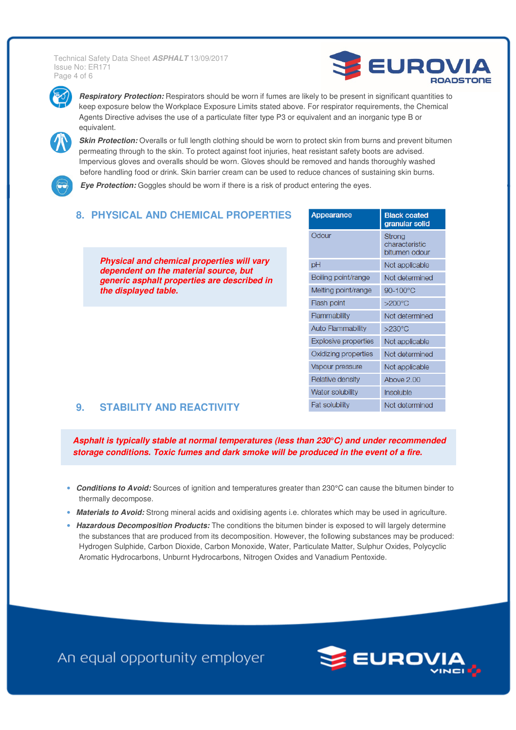**Respiratory Protection:** Respirators should be worn if fumes are likely to be present in significant quantities to keep exposure below the Workplace Exposure Limits stated above. For respirator requirements, the Chemical Agents Directive advises the use of a particulate filter type P3 or equivalent and an inorganic type B or equivalent.

**Skin Protection:** Overalls or full length clothing should be worn to protect skin from burns and prevent bitumen permeating through to the skin. To protect against foot injuries, heat resistant safety boots are advised. Impervious gloves and overalls should be worn. Gloves should be removed and hands thoroughly washed before handling food or drink. Skin barrier cream can be used to reduce chances of sustaining skin burns.

**Eye Protection:** Goggles should be worn if there is a risk of product entering the eyes.

## 8. PHYSICAL AND CHEMICAL PROPERTIES

***Physical and chemical properties will vary dependent on the material source, but generic asphalt properties are described in the displayed table.***

| Appearance | Black coated granular solid |
|---|---|
| Odour | Strong characteristic bitumen odour |
| pH | Not applicable |
| Boiling point/range | Not determined |
| Melting point/range | 90-100°C |
| Flash point | >200°C |
| Flammability | Not determined |
| Auto Flammability | >230°C |
| Explosive properties | Not applicable |
| Oxidizing properties | Not determined |
| Vapour pressure | Not applicable |
| Relative density | Above 2.00 |
| Water solubility | Insoluble |
| Fat solubility | Not determined |

## 9. STABILITY AND REACTIVITY

***Asphalt is typically stable at normal temperatures (less than 230°C) and under recommended storage conditions. Toxic fumes and dark smoke will be produced in the event of a fire.***

- ***Conditions to Avoid:*** Sources of ignition and temperatures greater than 230°C can cause the bitumen binder to thermally decompose.
- ***Materials to Avoid:*** Strong mineral acids and oxidising agents i.e. chlorates which may be used in agriculture.
- ***Hazardous Decomposition Products:*** The conditions the bitumen binder is exposed to will largely determine the substances that are produced from its decomposition. However, the following substances may be produced: Hydrogen Sulphide, Carbon Dioxide, Carbon Monoxide, Water, Particulate Matter, Sulphur Oxides, Polycyclic Aromatic Hydrocarbons, Unburnt Hydrocarbons, Nitrogen Oxides and Vanadium Pentoxide.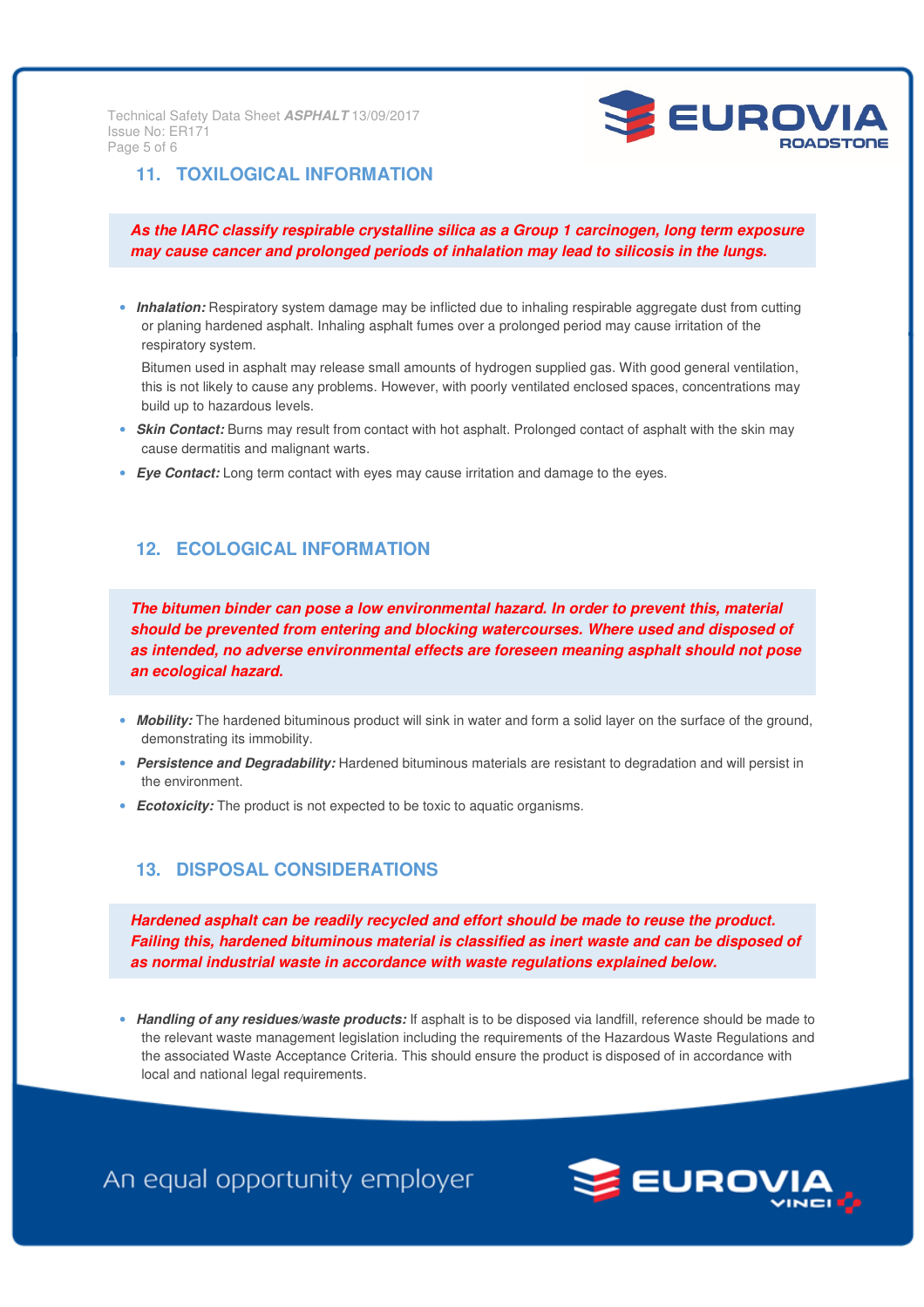## 11. TOXILOGICAL INFORMATION

***As the IARC classify respirable crystalline silica as a Group 1 carcinogen, long term exposure may cause cancer and prolonged periods of inhalation may lead to silicosis in the lungs.***

- ***Inhalation:*** Respiratory system damage may be inflicted due to inhaling respirable aggregate dust from cutting or planing hardened asphalt. Inhaling asphalt fumes over a prolonged period may cause irritation of the respiratory system.

  Bitumen used in asphalt may release small amounts of hydrogen supplied gas. With good general ventilation, this is not likely to cause any problems. However, with poorly ventilated enclosed spaces, concentrations may build up to hazardous levels.
- ***Skin Contact:*** Burns may result from contact with hot asphalt. Prolonged contact of asphalt with the skin may cause dermatitis and malignant warts.
- ***Eye Contact:*** Long term contact with eyes may cause irritation and damage to the eyes.

## 12. ECOLOGICAL INFORMATION

***The bitumen binder can pose a low environmental hazard. In order to prevent this, material should be prevented from entering and blocking watercourses. Where used and disposed of as intended, no adverse environmental effects are foreseen meaning asphalt should not pose an ecological hazard.***

- ***Mobility:*** The hardened bituminous product will sink in water and form a solid layer on the surface of the ground, demonstrating its immobility.
- ***Persistence and Degradability:*** Hardened bituminous materials are resistant to degradation and will persist in the environment.
- ***Ecotoxicity:*** The product is not expected to be toxic to aquatic organisms.

## 13. DISPOSAL CONSIDERATIONS

***Hardened asphalt can be readily recycled and effort should be made to reuse the product. Failing this, hardened bituminous material is classified as inert waste and can be disposed of as normal industrial waste in accordance with waste regulations explained below.***

- ***Handling of any residues/waste products:*** If asphalt is to be disposed via landfill, reference should be made to the relevant waste management legislation including the requirements of the Hazardous Waste Regulations and the associated Waste Acceptance Criteria. This should ensure the product is disposed of in accordance with local and national legal requirements.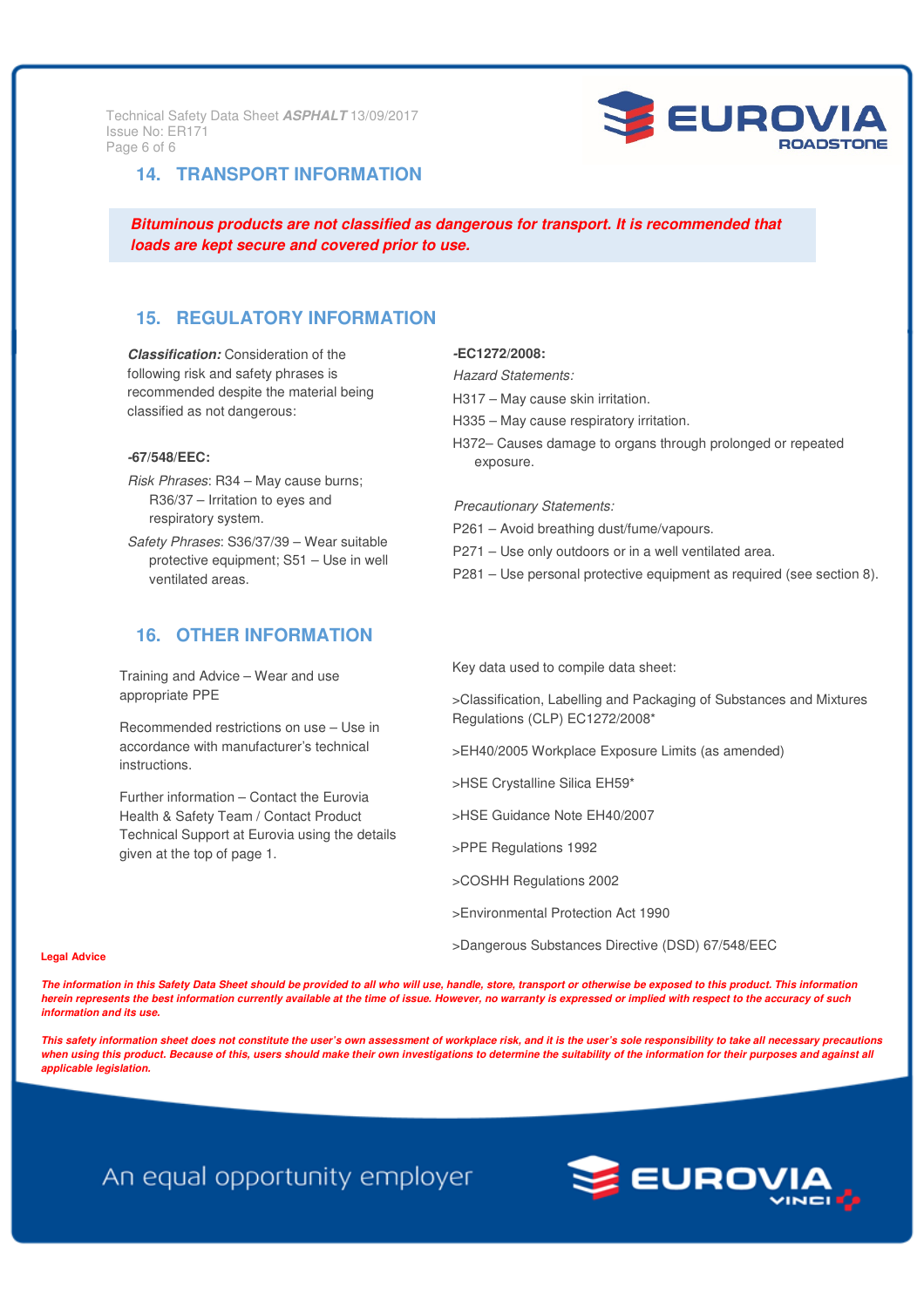## 14. TRANSPORT INFORMATION

***Bituminous products are not classified as dangerous for transport. It is recommended that loads are kept secure and covered prior to use.***

## 15. REGULATORY INFORMATION

***Classification:*** Consideration of the following risk and safety phrases is recommended despite the material being classified as not dangerous:

**-67/548/EEC:**

*Risk Phrases*: R34 – May cause burns; R36/37 – Irritation to eyes and respiratory system.

*Safety Phrases*: S36/37/39 – Wear suitable protective equipment; S51 – Use in well ventilated areas.

**-EC1272/2008:**

*Hazard Statements:*

H317 – May cause skin irritation.

H335 – May cause respiratory irritation.

H372– Causes damage to organs through prolonged or repeated exposure.

*Precautionary Statements:*

P261 – Avoid breathing dust/fume/vapours.

P271 – Use only outdoors or in a well ventilated area.

P281 – Use personal protective equipment as required (see section 8).

## 16. OTHER INFORMATION

Training and Advice – Wear and use appropriate PPE

Recommended restrictions on use – Use in accordance with manufacturer's technical instructions.

Further information – Contact the Eurovia Health & Safety Team / Contact Product Technical Support at Eurovia using the details given at the top of page 1.

Key data used to compile data sheet:

>Classification, Labelling and Packaging of Substances and Mixtures Regulations (CLP) EC1272/2008*

>EH40/2005 Workplace Exposure Limits (as amended)

>HSE Crystalline Silica EH59*

>HSE Guidance Note EH40/2007

>PPE Regulations 1992

>COSHH Regulations 2002

>Environmental Protection Act 1990

>Dangerous Substances Directive (DSD) 67/548/EEC

**Legal Advice**

***The information in this Safety Data Sheet should be provided to all who will use, handle, store, transport or otherwise be exposed to this product. This information herein represents the best information currently available at the time of issue. However, no warranty is expressed or implied with respect to the accuracy of such information and its use.***

***This safety information sheet does not constitute the user's own assessment of workplace risk, and it is the user's sole responsibility to take all necessary precautions when using this product. Because of this, users should make their own investigations to determine the suitability of the information for their purposes and against all applicable legislation.***

An equal opportunity employer